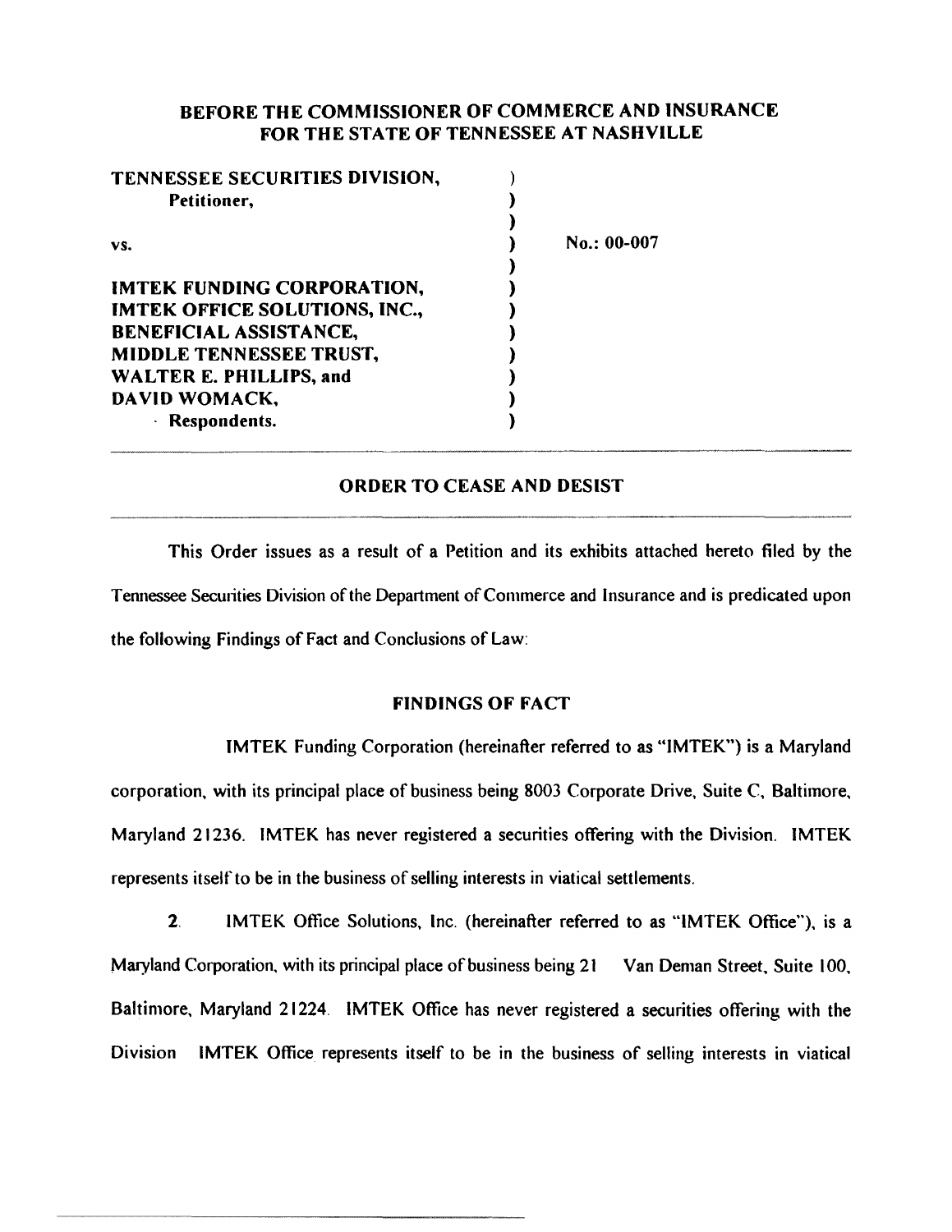**BEFORE THE COMMISSIONER OF COMMERCE AND INSURANCE FOR THE STATE OF TENNESSEE AT NASHVILLE**

| | | |
|---|---|---|
| **TENNESSEE SECURITIES DIVISION,** | ) | |
| **Petitioner,** | ) | |
| | ) | |
| **vs.** | ) | **No.: 00-007** |
| | ) | |
| **IMTEK FUNDING CORPORATION,** | ) | |
| **IMTEK OFFICE SOLUTIONS, INC.,** | ) | |
| **BENEFICIAL ASSISTANCE,** | ) | |
| **MIDDLE TENNESSEE TRUST,** | ) | |
| **WALTER E. PHILLIPS, and** | ) | |
| **DAVID WOMACK,** | ) | |
| **Respondents.** | ) | |

## ORDER TO CEASE AND DESIST

This Order issues as a result of a Petition and its exhibits attached hereto filed by the Tennessee Securities Division of the Department of Commerce and Insurance and is predicated upon the following Findings of Fact and Conclusions of Law:

### FINDINGS OF FACT

IMTEK Funding Corporation (hereinafter referred to as "IMTEK") is a Maryland corporation, with its principal place of business being 8003 Corporate Drive, Suite C, Baltimore, Maryland 21236. IMTEK has never registered a securities offering with the Division. IMTEK represents itself to be in the business of selling interests in viatical settlements.

2. IMTEK Office Solutions, Inc. (hereinafter referred to as "IMTEK Office"), is a Maryland Corporation, with its principal place of business being 21 Van Deman Street, Suite 100, Baltimore, Maryland 21224. IMTEK Office has never registered a securities offering with the Division IMTEK Office represents itself to be in the business of selling interests in viatical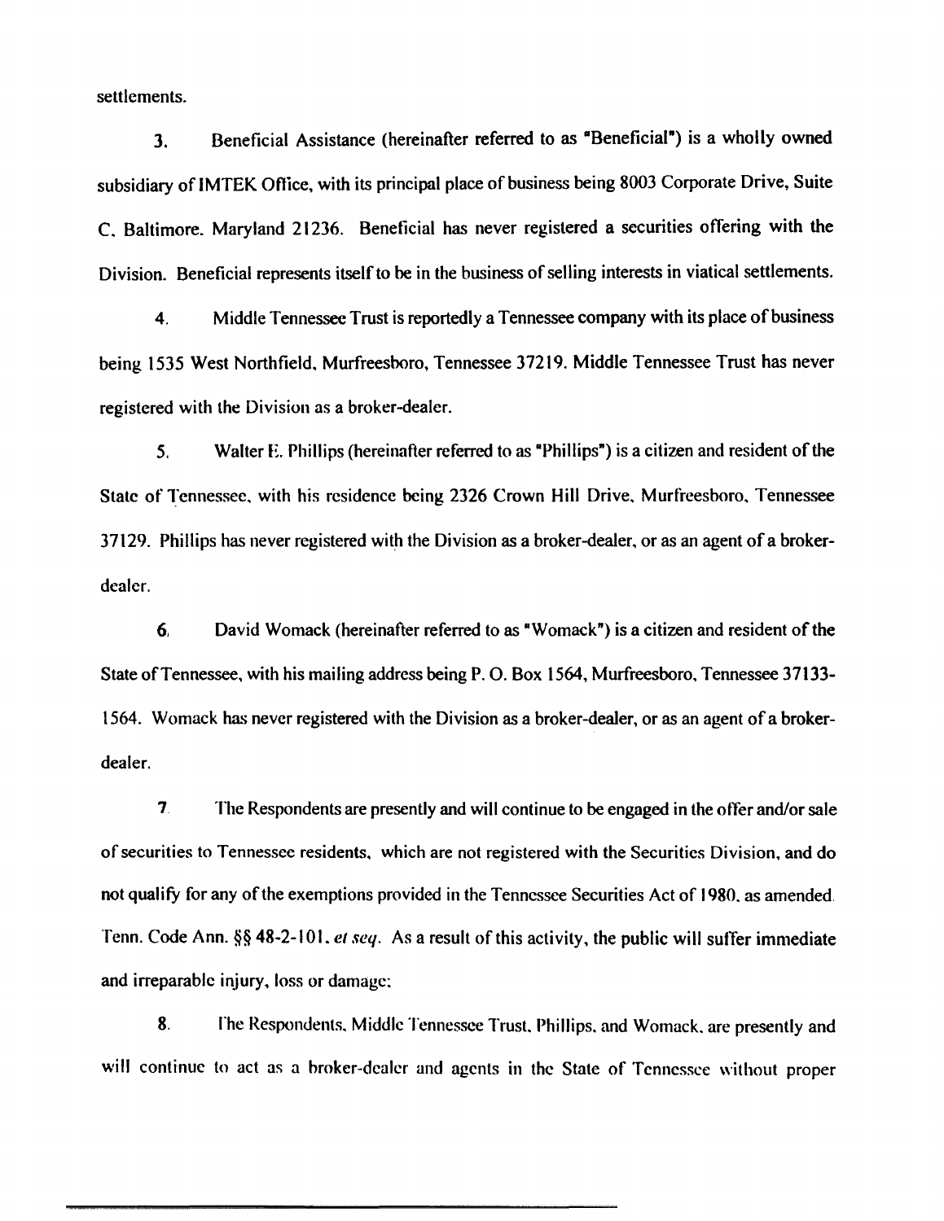settlements.

3. Beneficial Assistance (hereinafter referred to as "Beneficial") is a wholly owned subsidiary of IMTEK Office, with its principal place of business being 8003 Corporate Drive, Suite C, Baltimore, Maryland 21236. Beneficial has never registered a securities offering with the Division. Beneficial represents itself to be in the business of selling interests in viatical settlements.

4. Middle Tennessee Trust is reportedly a Tennessee company with its place of business being 1535 West Northfield, Murfreesboro, Tennessee 37219. Middle Tennessee Trust has never registered with the Division as a broker-dealer.

5. Walter E. Phillips (hereinafter referred to as "Phillips") is a citizen and resident of the State of Tennessee, with his residence being 2326 Crown Hill Drive, Murfreesboro, Tennessee 37129. Phillips has never registered with the Division as a broker-dealer, or as an agent of a broker-dealer.

6. David Womack (hereinafter referred to as "Womack") is a citizen and resident of the State of Tennessee, with his mailing address being P. O. Box 1564, Murfreesboro, Tennessee 37133-1564. Womack has never registered with the Division as a broker-dealer, or as an agent of a broker-dealer.

7. The Respondents are presently and will continue to be engaged in the offer and/or sale of securities to Tennessee residents, which are not registered with the Securities Division, and do not qualify for any of the exemptions provided in the Tennessee Securities Act of 1980, as amended. Tenn. Code Ann. §§ 48-2-101, *et seq.* As a result of this activity, the public will suffer immediate and irreparable injury, loss or damage;

8. The Respondents, Middle Tennessee Trust, Phillips, and Womack, are presently and will continue to act as a broker-dealer and agents in the State of Tennessee without proper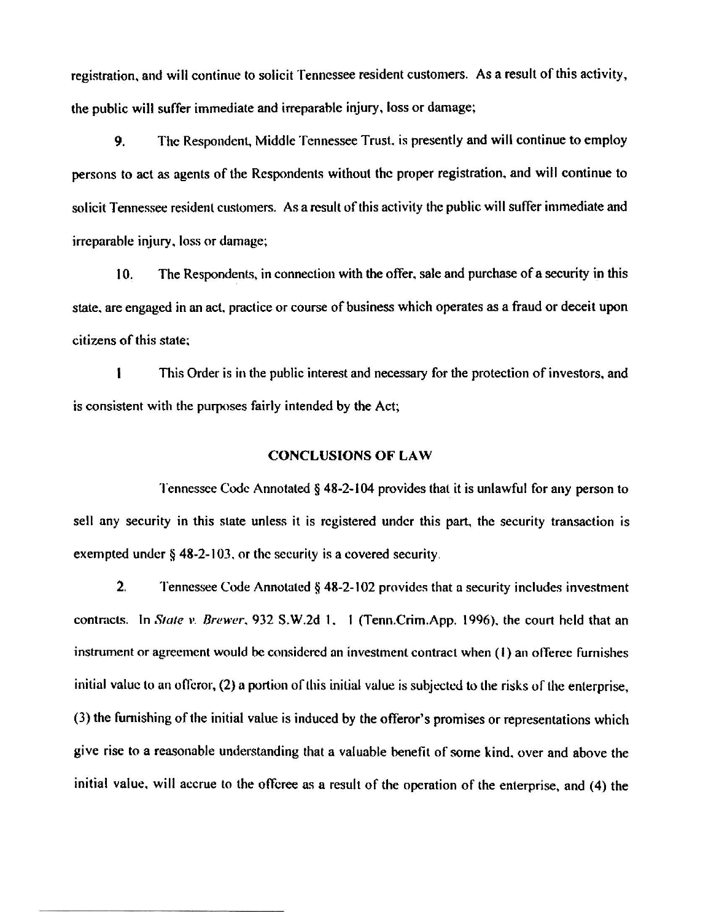registration, and will continue to solicit Tennessee resident customers. As a result of this activity, the public will suffer immediate and irreparable injury, loss or damage;

9. The Respondent, Middle Tennessee Trust, is presently and will continue to employ persons to act as agents of the Respondents without the proper registration, and will continue to solicit Tennessee resident customers. As a result of this activity the public will suffer immediate and irreparable injury, loss or damage;

10. The Respondents, in connection with the offer, sale and purchase of a security in this state, are engaged in an act, practice or course of business which operates as a fraud or deceit upon citizens of this state;

1 This Order is in the public interest and necessary for the protection of investors, and is consistent with the purposes fairly intended by the Act;

## CONCLUSIONS OF LAW

Tennessee Code Annotated § 48-2-104 provides that it is unlawful for any person to sell any security in this state unless it is registered under this part, the security transaction is exempted under § 48-2-103, or the security is a covered security.

2. Tennessee Code Annotated § 48-2-102 provides that a security includes investment contracts. In *State v. Brewer*, 932 S.W.2d 1, 1 (Tenn.Crim.App. 1996), the court held that an instrument or agreement would be considered an investment contract when (1) an offeree furnishes initial value to an offeror, (2) a portion of this initial value is subjected to the risks of the enterprise, (3) the furnishing of the initial value is induced by the offeror's promises or representations which give rise to a reasonable understanding that a valuable benefit of some kind, over and above the initial value, will accrue to the offeree as a result of the operation of the enterprise, and (4) the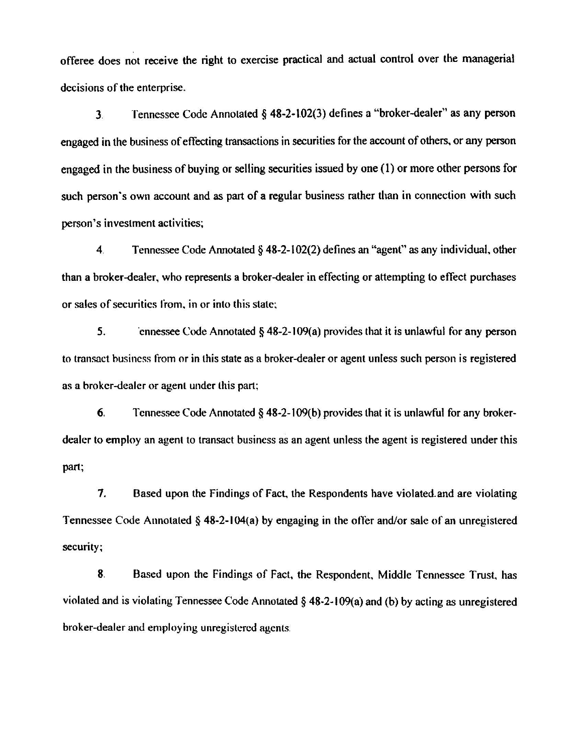offeree does not receive the right to exercise practical and actual control over the managerial decisions of the enterprise.

3. Tennessee Code Annotated § 48-2-102(3) defines a "broker-dealer" as any person engaged in the business of effecting transactions in securities for the account of others, or any person engaged in the business of buying or selling securities issued by one (1) or more other persons for such person's own account and as part of a regular business rather than in connection with such person's investment activities;

4. Tennessee Code Annotated § 48-2-102(2) defines an "agent" as any individual, other than a broker-dealer, who represents a broker-dealer in effecting or attempting to effect purchases or sales of securities from, in or into this state;

5. 'ennessee Code Annotated § 48-2-109(a) provides that it is unlawful for any person to transact business from or in this state as a broker-dealer or agent unless such person is registered as a broker-dealer or agent under this part;

6. Tennessee Code Annotated § 48-2-109(b) provides that it is unlawful for any broker-dealer to employ an agent to transact business as an agent unless the agent is registered under this part;

7. Based upon the Findings of Fact, the Respondents have violated and are violating Tennessee Code Annotated § 48-2-104(a) by engaging in the offer and/or sale of an unregistered security;

8. Based upon the Findings of Fact, the Respondent, Middle Tennessee Trust, has violated and is violating Tennessee Code Annotated § 48-2-109(a) and (b) by acting as unregistered broker-dealer and employing unregistered agents.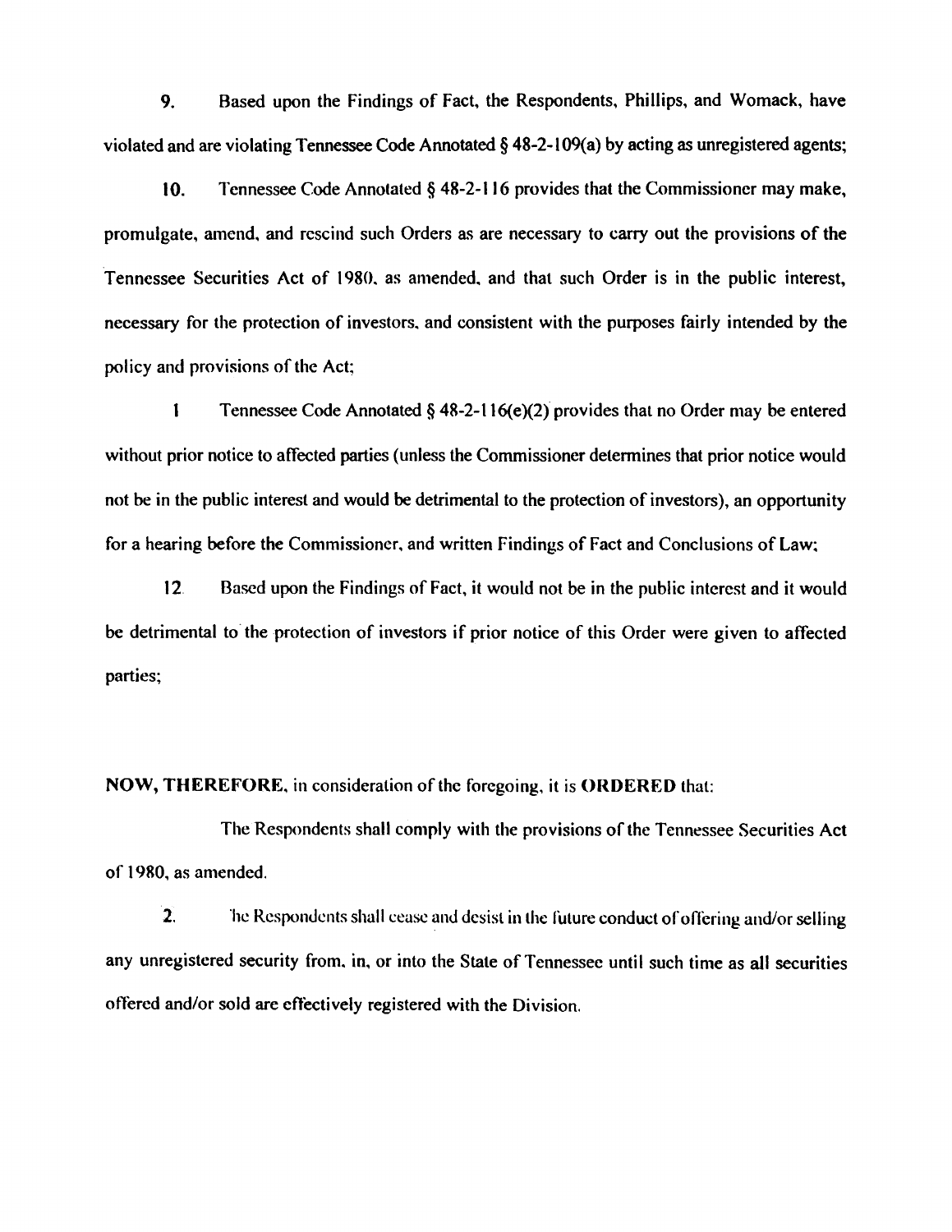9. Based upon the Findings of Fact, the Respondents, Phillips, and Womack, have violated and are violating Tennessee Code Annotated § 48-2-109(a) by acting as unregistered agents;

10. Tennessee Code Annotated § 48-2-116 provides that the Commissioner may make, promulgate, amend, and rescind such Orders as are necessary to carry out the provisions of the Tennessee Securities Act of 1980, as amended, and that such Order is in the public interest, necessary for the protection of investors, and consistent with the purposes fairly intended by the policy and provisions of the Act;

1 Tennessee Code Annotated § 48-2-116(e)(2) provides that no Order may be entered without prior notice to affected parties (unless the Commissioner determines that prior notice would not be in the public interest and would be detrimental to the protection of investors), an opportunity for a hearing before the Commissioner, and written Findings of Fact and Conclusions of Law;

12 Based upon the Findings of Fact, it would not be in the public interest and it would be detrimental to the protection of investors if prior notice of this Order were given to affected parties;

**NOW, THEREFORE,** in consideration of the foregoing, it is **ORDERED** that:

The Respondents shall comply with the provisions of the Tennessee Securities Act of 1980, as amended.

2. he Respondents shall cease and desist in the future conduct of offering and/or selling any unregistered security from, in, or into the State of Tennessee until such time as all securities offered and/or sold are effectively registered with the Division.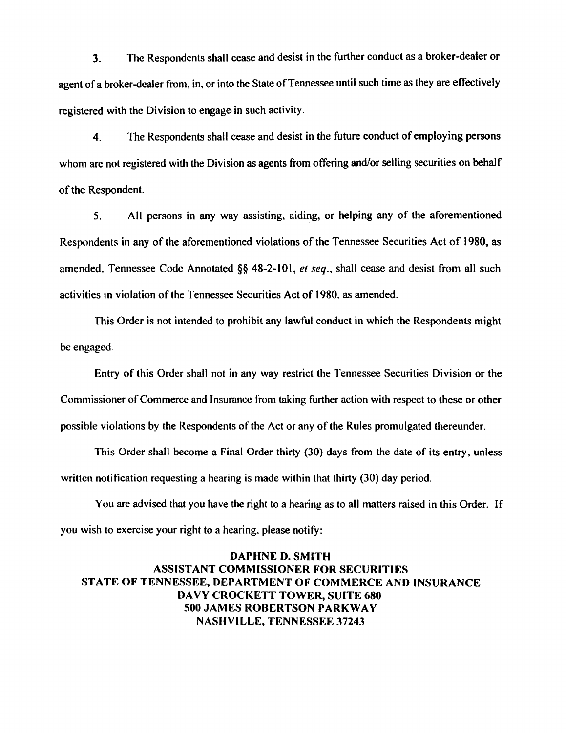3. The Respondents shall cease and desist in the further conduct as a broker-dealer or agent of a broker-dealer from, in, or into the State of Tennessee until such time as they are effectively registered with the Division to engage in such activity.

4. The Respondents shall cease and desist in the future conduct of employing persons whom are not registered with the Division as agents from offering and/or selling securities on behalf of the Respondent.

5. All persons in any way assisting, aiding, or helping any of the aforementioned Respondents in any of the aforementioned violations of the Tennessee Securities Act of 1980, as amended. Tennessee Code Annotated §§ 48-2-101, *et seq.*, shall cease and desist from all such activities in violation of the Tennessee Securities Act of 1980, as amended.

This Order is not intended to prohibit any lawful conduct in which the Respondents might be engaged.

Entry of this Order shall not in any way restrict the Tennessee Securities Division or the Commissioner of Commerce and Insurance from taking further action with respect to these or other possible violations by the Respondents of the Act or any of the Rules promulgated thereunder.

This Order shall become a Final Order thirty (30) days from the date of its entry, unless written notification requesting a hearing is made within that thirty (30) day period.

You are advised that you have the right to a hearing as to all matters raised in this Order. If you wish to exercise your right to a hearing, please notify:

**DAPHNE D. SMITH**
**ASSISTANT COMMISSIONER FOR SECURITIES**
**STATE OF TENNESSEE, DEPARTMENT OF COMMERCE AND INSURANCE**
**DAVY CROCKETT TOWER, SUITE 680**
**500 JAMES ROBERTSON PARKWAY**
**NASHVILLE, TENNESSEE 37243**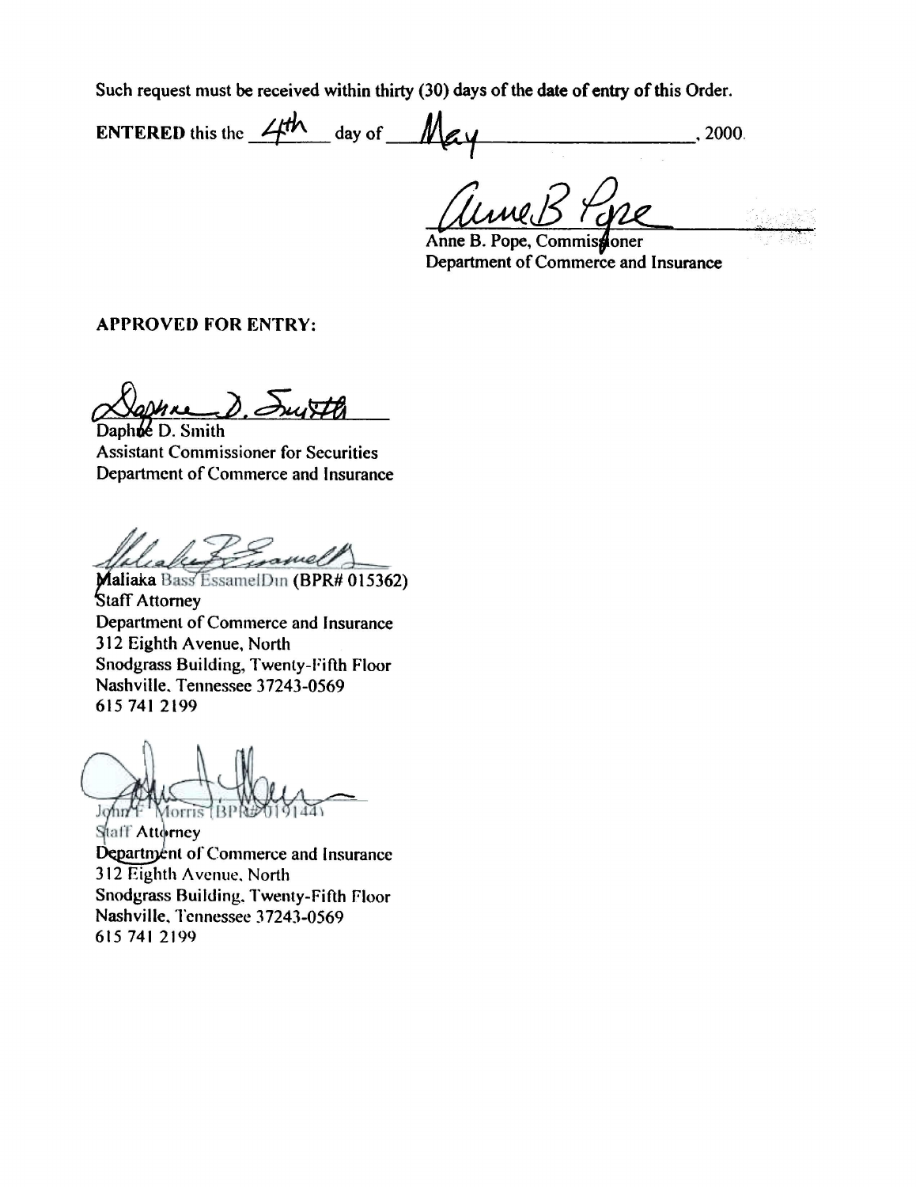Such request must be received within thirty (30) days of the date of entry of this Order.

**ENTERED** this the 4th day of May, 2000.

Anne B. Pope, Commissioner
Department of Commerce and Insurance

**APPROVED FOR ENTRY:**

Daphne D. Smith
Assistant Commissioner for Securities
Department of Commerce and Insurance

Maliaka Bass EssamelDin (BPR# 015362)
Staff Attorney
Department of Commerce and Insurance
312 Eighth Avenue, North
Snodgrass Building, Twenty-Fifth Floor
Nashville, Tennessee 37243-0569
615 741 2199

John F. Morris (BPR# 019144)
Staff Attorney
Department of Commerce and Insurance
312 Eighth Avenue, North
Snodgrass Building, Twenty-Fifth Floor
Nashville, Tennessee 37243-0569
615 741 2199